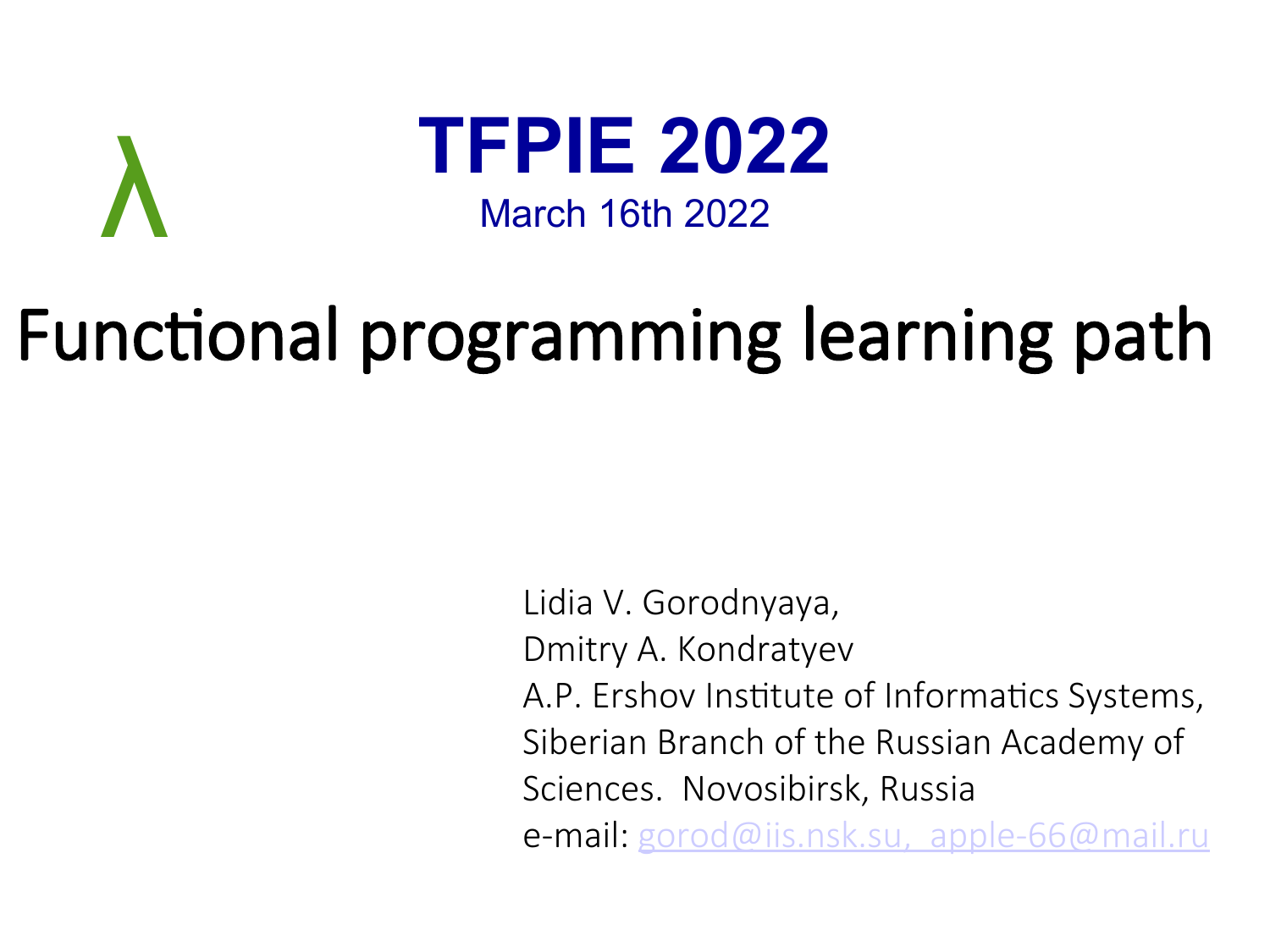λ

# TFPIE 2022

March 16th 2022

# Functional programming learning path

Lidia V. Gorodnyaya,
Dmitry A. Kondratyev
A.P. Ershov Institute of Informatics Systems,
Siberian Branch of the Russian Academy of Sciences. Novosibirsk, Russia
e-mail: gorod@iis.nsk.su, apple-66@mail.ru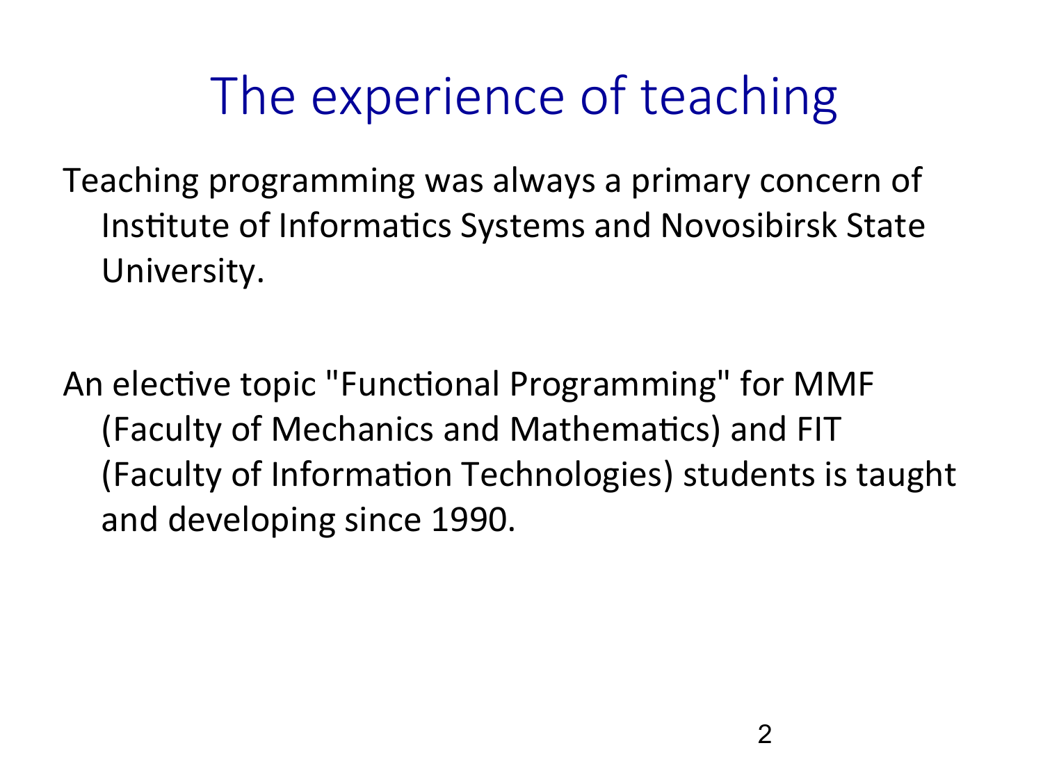# The experience of teaching

Teaching programming was always a primary concern of Institute of Informatics Systems and Novosibirsk State University.

An elective topic "Functional Programming" for MMF (Faculty of Mechanics and Mathematics) and FIT (Faculty of Information Technologies) students is taught and developing since 1990.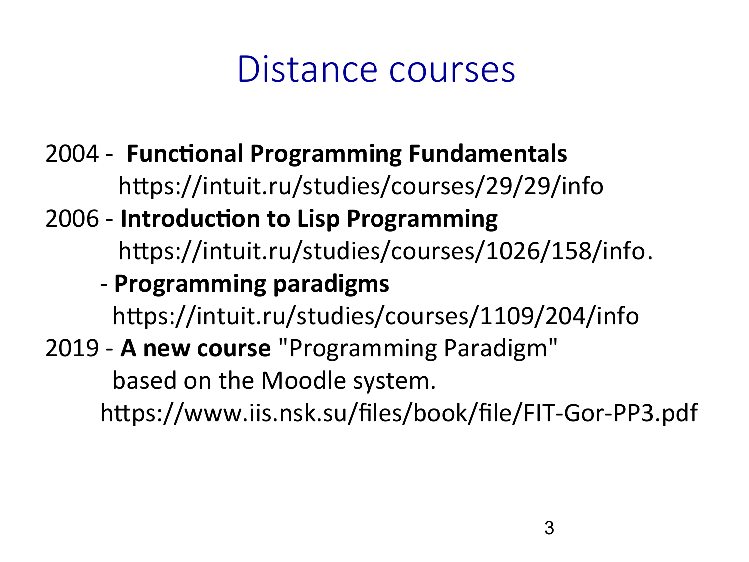# Distance courses

2004 - **Functional Programming Fundamentals**
https://intuit.ru/studies/courses/29/29/info

2006 - **Introduction to Lisp Programming**
https://intuit.ru/studies/courses/1026/158/info.

- **Programming paradigms**
https://intuit.ru/studies/courses/1109/204/info

2019 - **A new course** "Programming Paradigm"
based on the Moodle system.
https://www.iis.nsk.su/files/book/file/FIT-Gor-PP3.pdf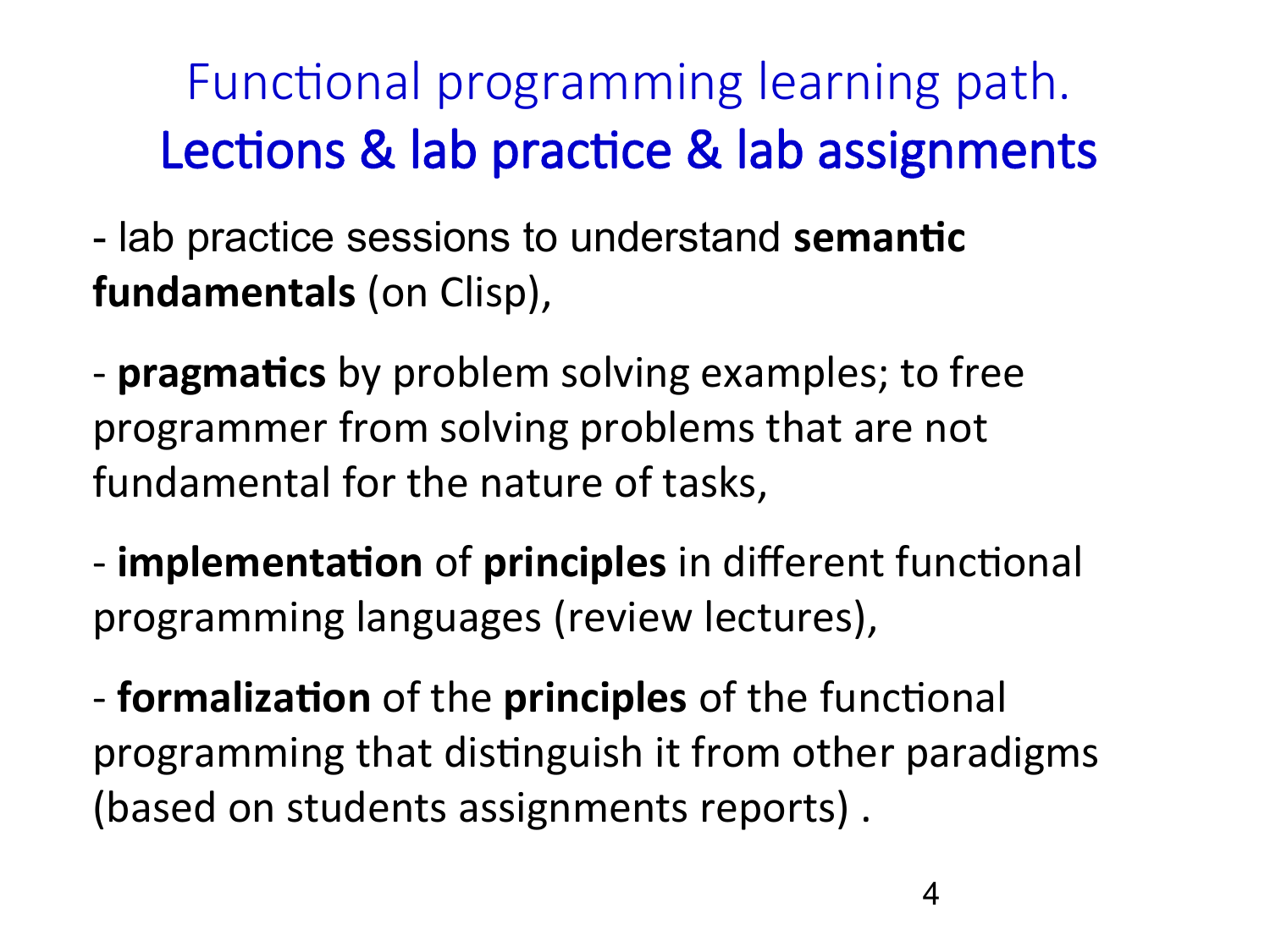# Functional programming learning path. **Lections & lab practice & lab assignments**

- lab practice sessions to understand **semantic fundamentals** (on Clisp),

- **pragmatics** by problem solving examples; to free programmer from solving problems that are not fundamental for the nature of tasks,

- **implementation** of **principles** in different functional programming languages (review lectures),

- **formalization** of the **principles** of the functional programming that distinguish it from other paradigms (based on students assignments reports) .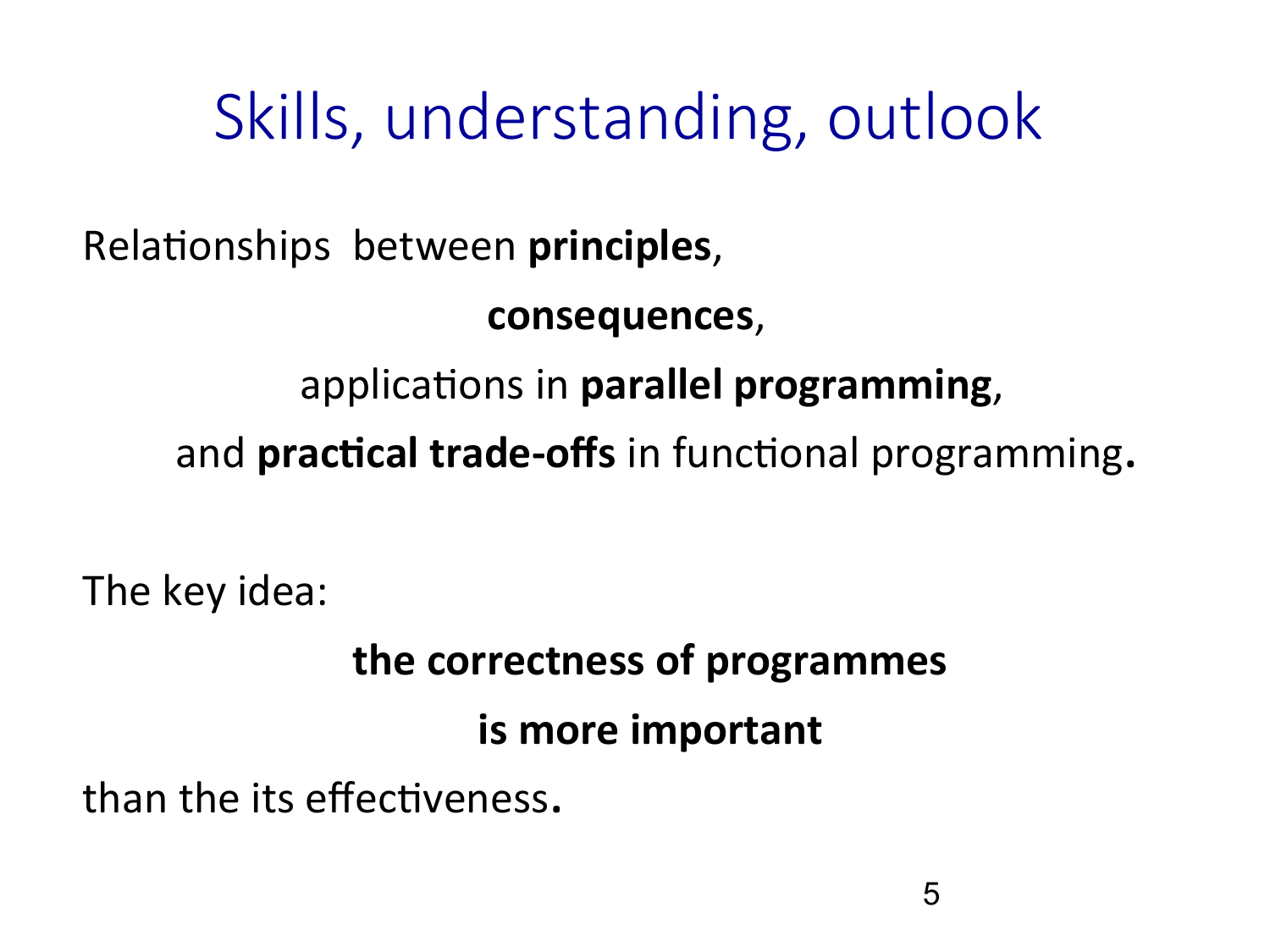# Skills, understanding, outlook

Relationships between **principles**,

**consequences**,

applications in **parallel programming**,

and **practical trade-offs** in functional programming.

The key idea:

**the correctness of programmes**

**is more important**

than the its effectiveness.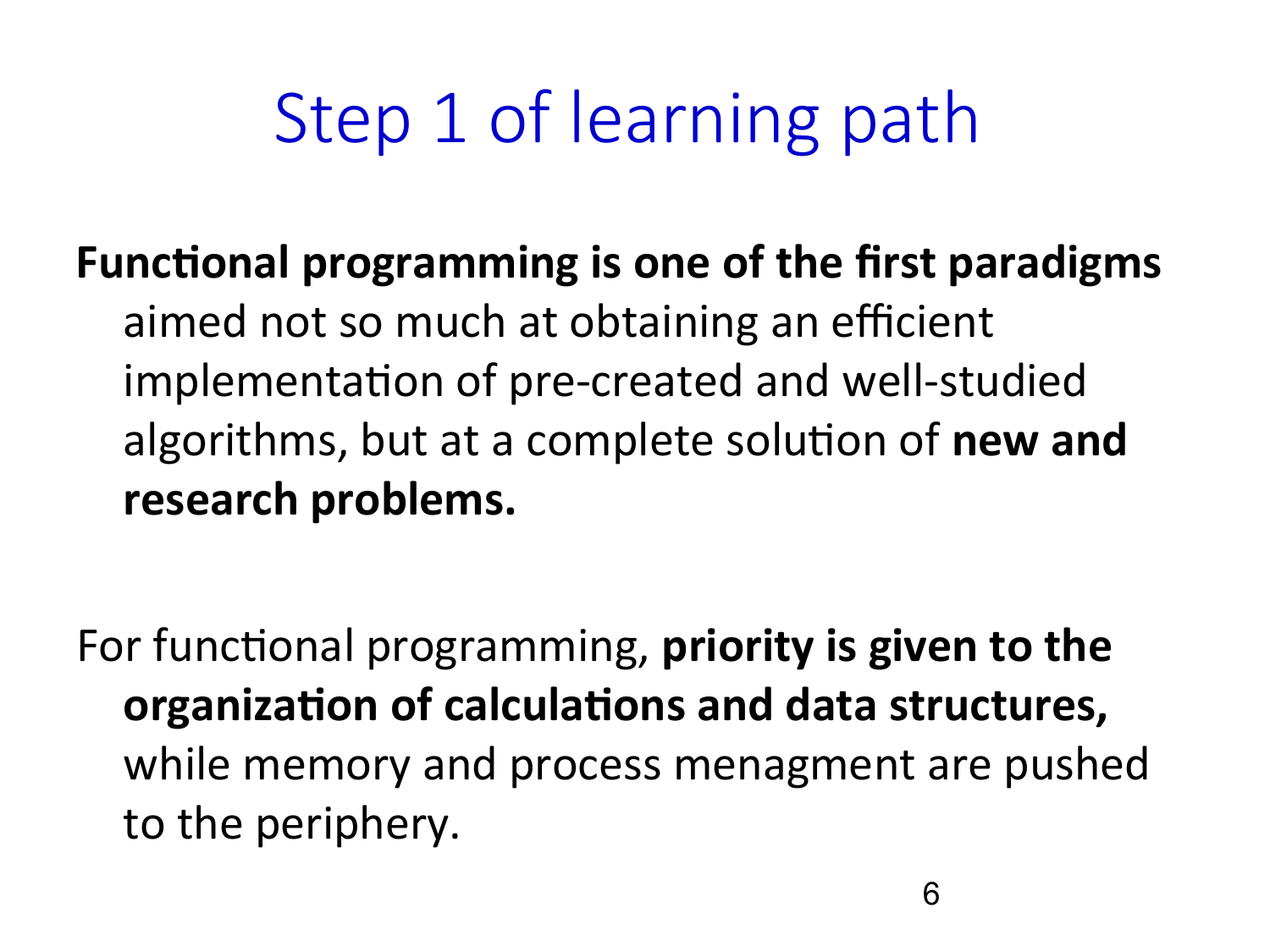# Step 1 of learning path

**Functional programming is one of the first paradigms** aimed not so much at obtaining an efficient implementation of pre-created and well-studied algorithms, but at a complete solution of **new and research problems.**

For functional programming, **priority is given to the organization of calculations and data structures,** while memory and process menagment are pushed to the periphery.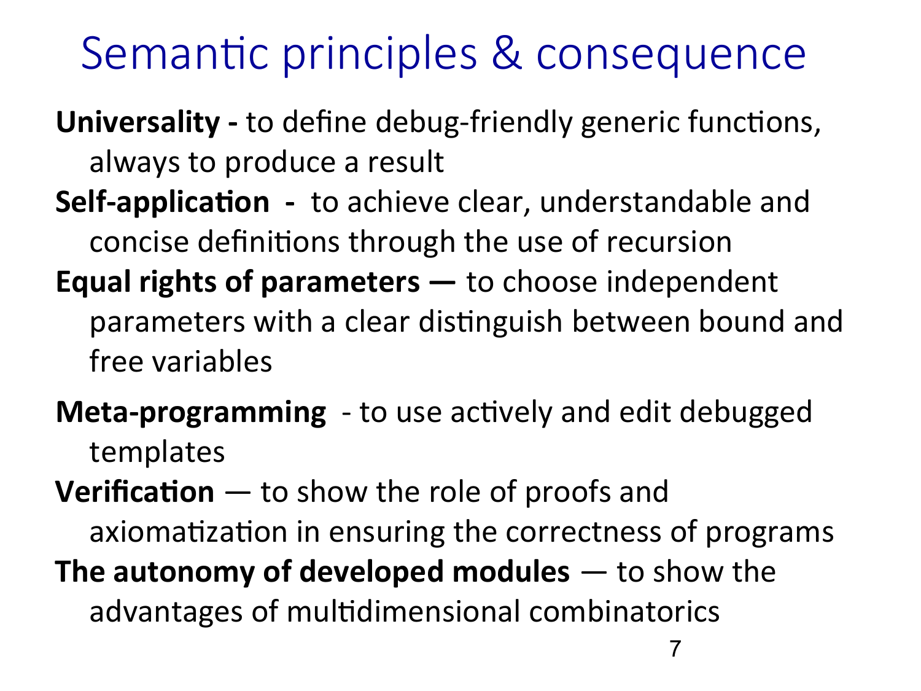# Semantic principles & consequence

**Universality -** to define debug-friendly generic functions, always to produce a result

**Self-application -** to achieve clear, understandable and concise definitions through the use of recursion

**Equal rights of parameters —** to choose independent parameters with a clear distinguish between bound and free variables

**Meta-programming** - to use actively and edit debugged templates

**Verification** — to show the role of proofs and axiomatization in ensuring the correctness of programs

**The autonomy of developed modules** — to show the advantages of multidimensional combinatorics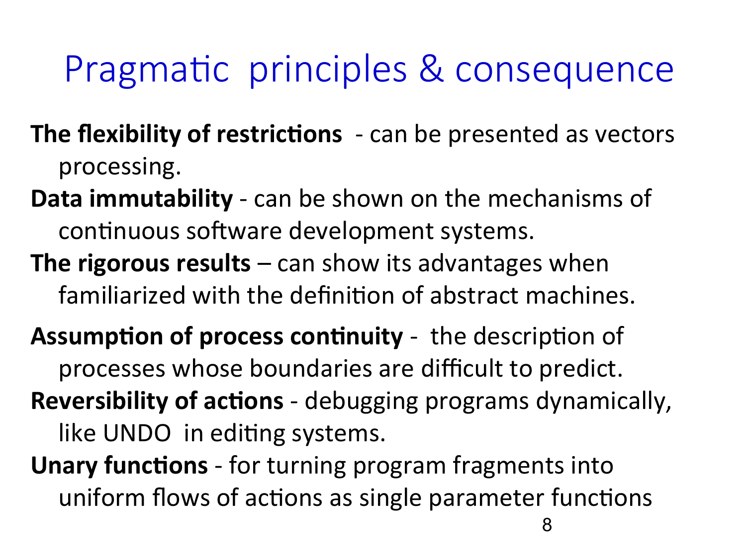# Pragmatic principles & consequence

**The flexibility of restrictions** - can be presented as vectors processing.

**Data immutability** - can be shown on the mechanisms of continuous software development systems.

**The rigorous results** – can show its advantages when familiarized with the definition of abstract machines.

**Assumption of process continuity** - the description of processes whose boundaries are difficult to predict.

**Reversibility of actions** - debugging programs dynamically, like UNDO in editing systems.

**Unary functions** - for turning program fragments into uniform flows of actions as single parameter functions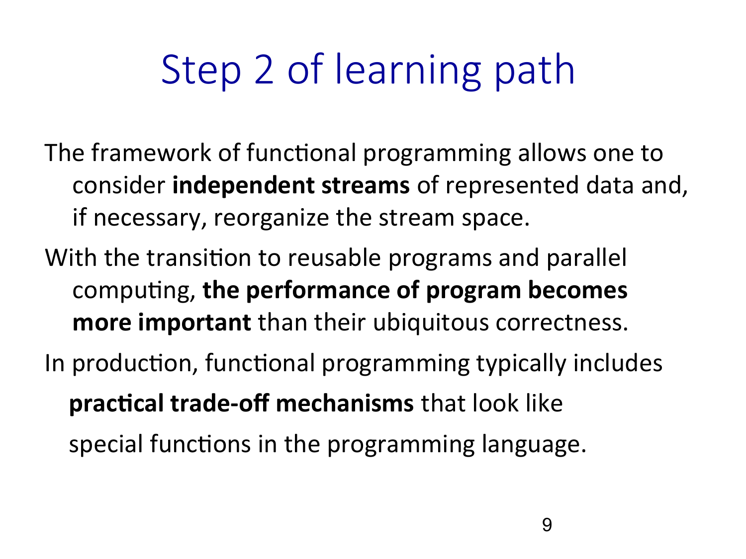# Step 2 of learning path

The framework of functional programming allows one to consider **independent streams** of represented data and, if necessary, reorganize the stream space.

With the transition to reusable programs and parallel computing, **the performance of program becomes more important** than their ubiquitous correctness.

In production, functional programming typically includes **practical trade-off mechanisms** that look like special functions in the programming language.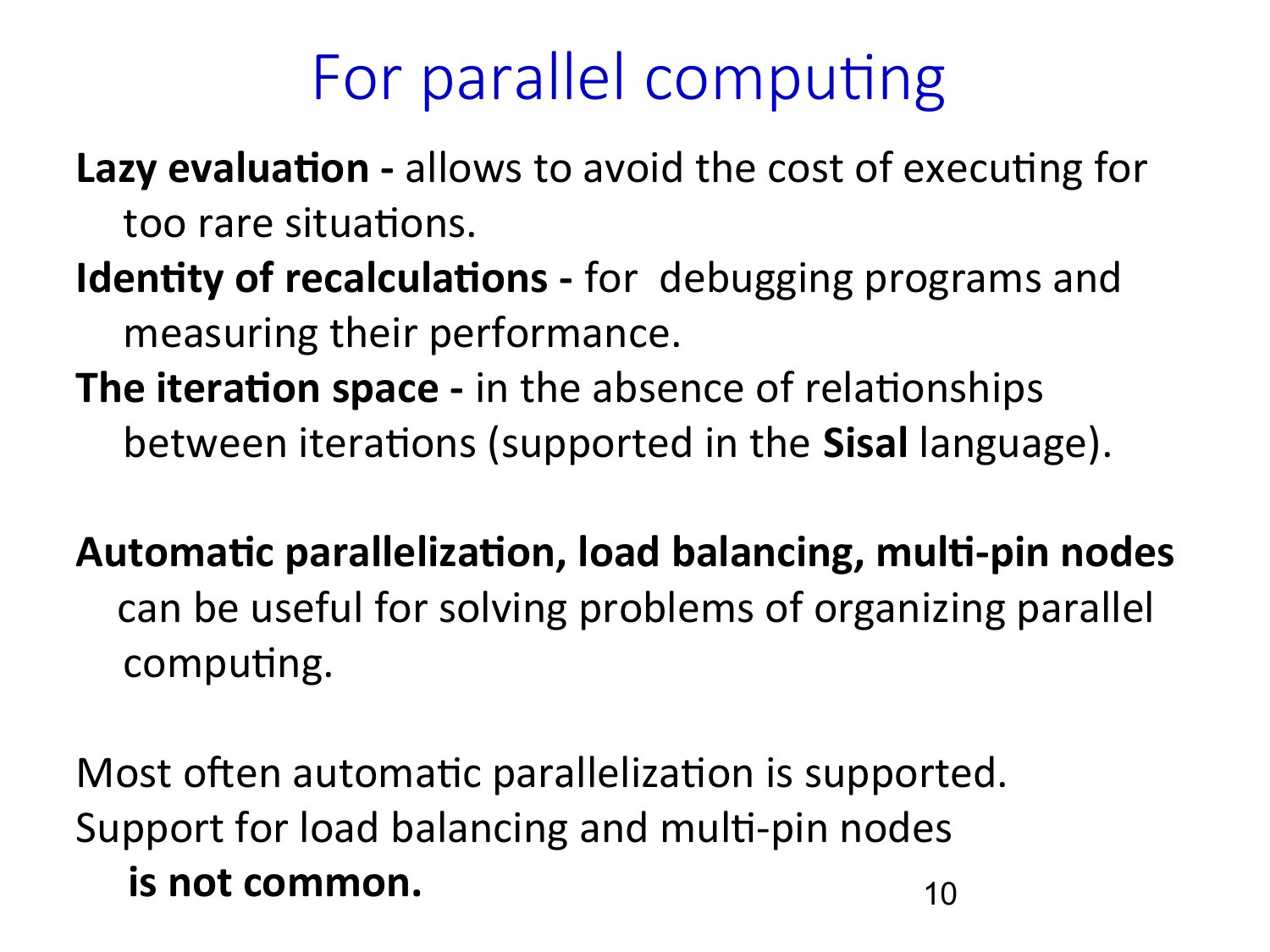# For parallel computing

**Lazy evaluation -** allows to avoid the cost of executing for too rare situations.

**Identity of recalculations -** for debugging programs and measuring their performance.

**The iteration space -** in the absence of relationships between iterations (supported in the **Sisal** language).

**Automatic parallelization, load balancing, multi-pin nodes** can be useful for solving problems of organizing parallel computing.

Most often automatic parallelization is supported.
Support for load balancing and multi-pin nodes **is not common.**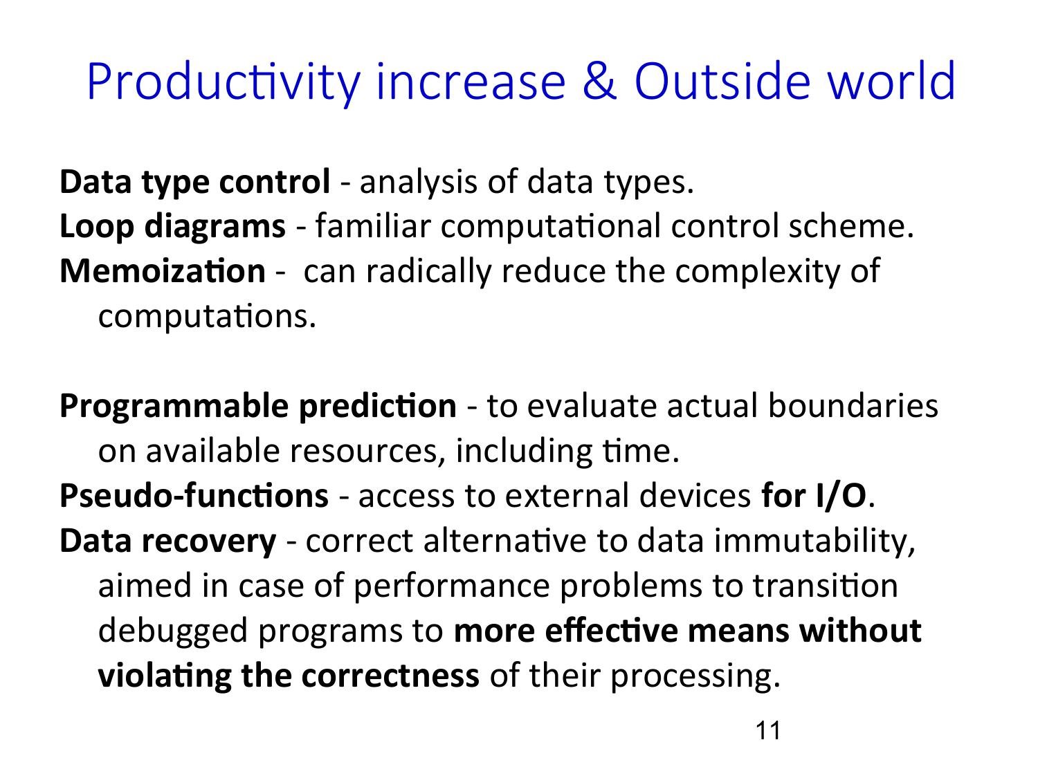# Productivity increase & Outside world

**Data type control** - analysis of data types.
**Loop diagrams** - familiar computational control scheme.
**Memoization** - can radically reduce the complexity of computations.

**Programmable prediction** - to evaluate actual boundaries on available resources, including time.
**Pseudo-functions** - access to external devices **for I/O**.
**Data recovery** - correct alternative to data immutability, aimed in case of performance problems to transition debugged programs to **more effective means without violating the correctness** of their processing.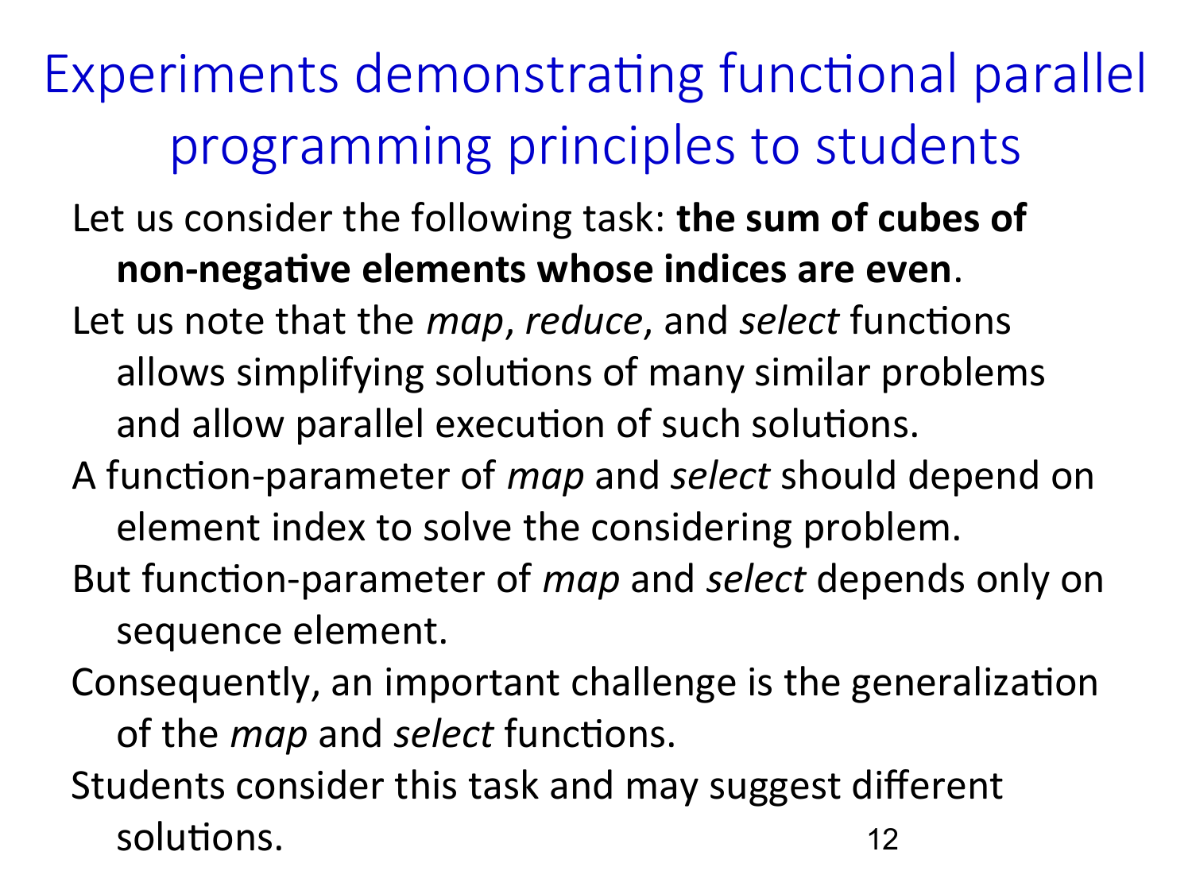# Experiments demonstrating functional parallel programming principles to students

Let us consider the following task: **the sum of cubes of non-negative elements whose indices are even**.

Let us note that the *map*, *reduce*, and *select* functions allows simplifying solutions of many similar problems and allow parallel execution of such solutions.

A function-parameter of *map* and *select* should depend on element index to solve the considering problem.

But function-parameter of *map* and *select* depends only on sequence element.

Consequently, an important challenge is the generalization of the *map* and *select* functions.

Students consider this task and may suggest different solutions.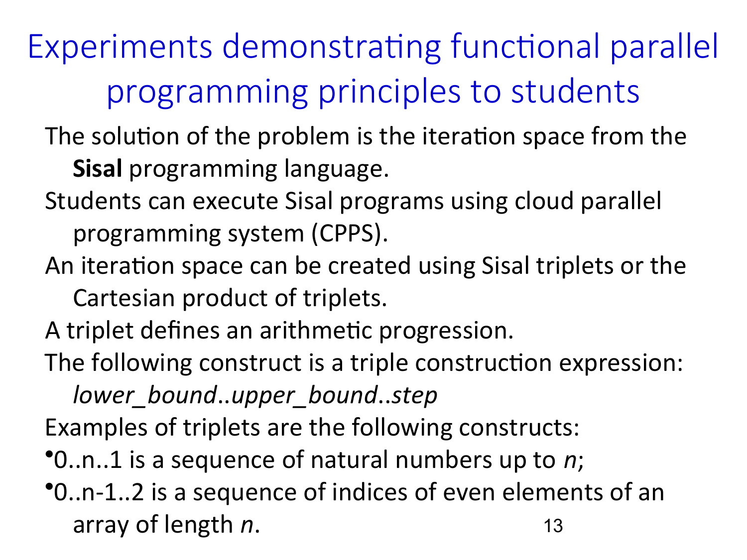# Experiments demonstrating functional parallel programming principles to students

The solution of the problem is the iteration space from the **Sisal** programming language.

Students can execute Sisal programs using cloud parallel programming system (CPPS).

An iteration space can be created using Sisal triplets or the Cartesian product of triplets.

A triplet defines an arithmetic progression.

The following construct is a triple construction expression: *lower_bound*..*upper_bound*..*step*

Examples of triplets are the following constructs:

- 0..n..1 is a sequence of natural numbers up to *n*;
- 0..n-1..2 is a sequence of indices of even elements of an array of length *n*.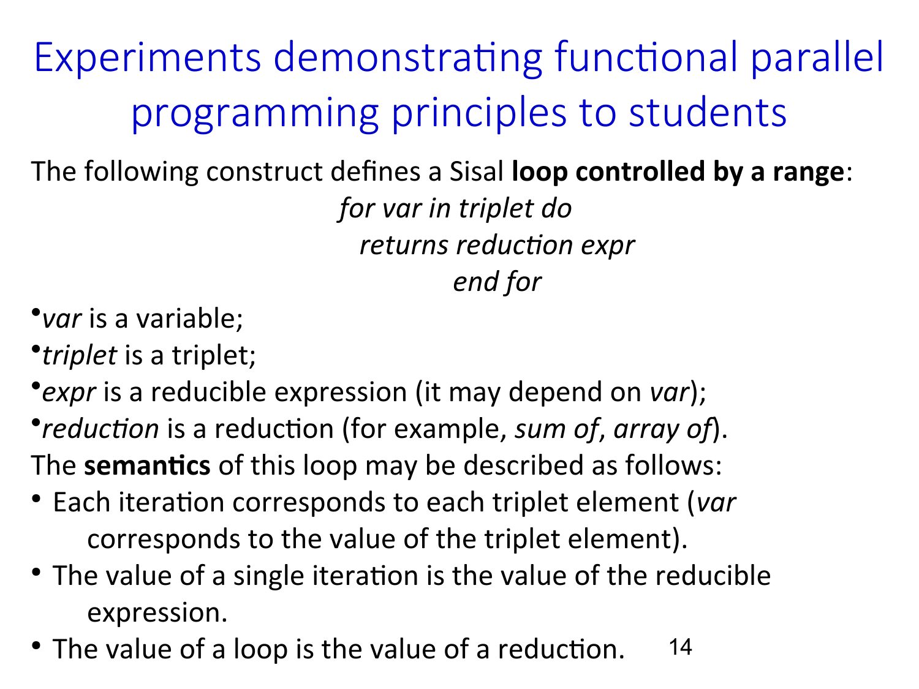# Experiments demonstrating functional parallel programming principles to students

The following construct defines a Sisal **loop controlled by a range**:

*for var in triplet do*
*returns reduction expr*
*end for*

- *var* is a variable;
- *triplet* is a triplet;
- *expr* is a reducible expression (it may depend on *var*);
- *reduction* is a reduction (for example, *sum of*, *array of*).

The **semantics** of this loop may be described as follows:

- Each iteration corresponds to each triplet element (*var* corresponds to the value of the triplet element).
- The value of a single iteration is the value of the reducible expression.
- The value of a loop is the value of a reduction.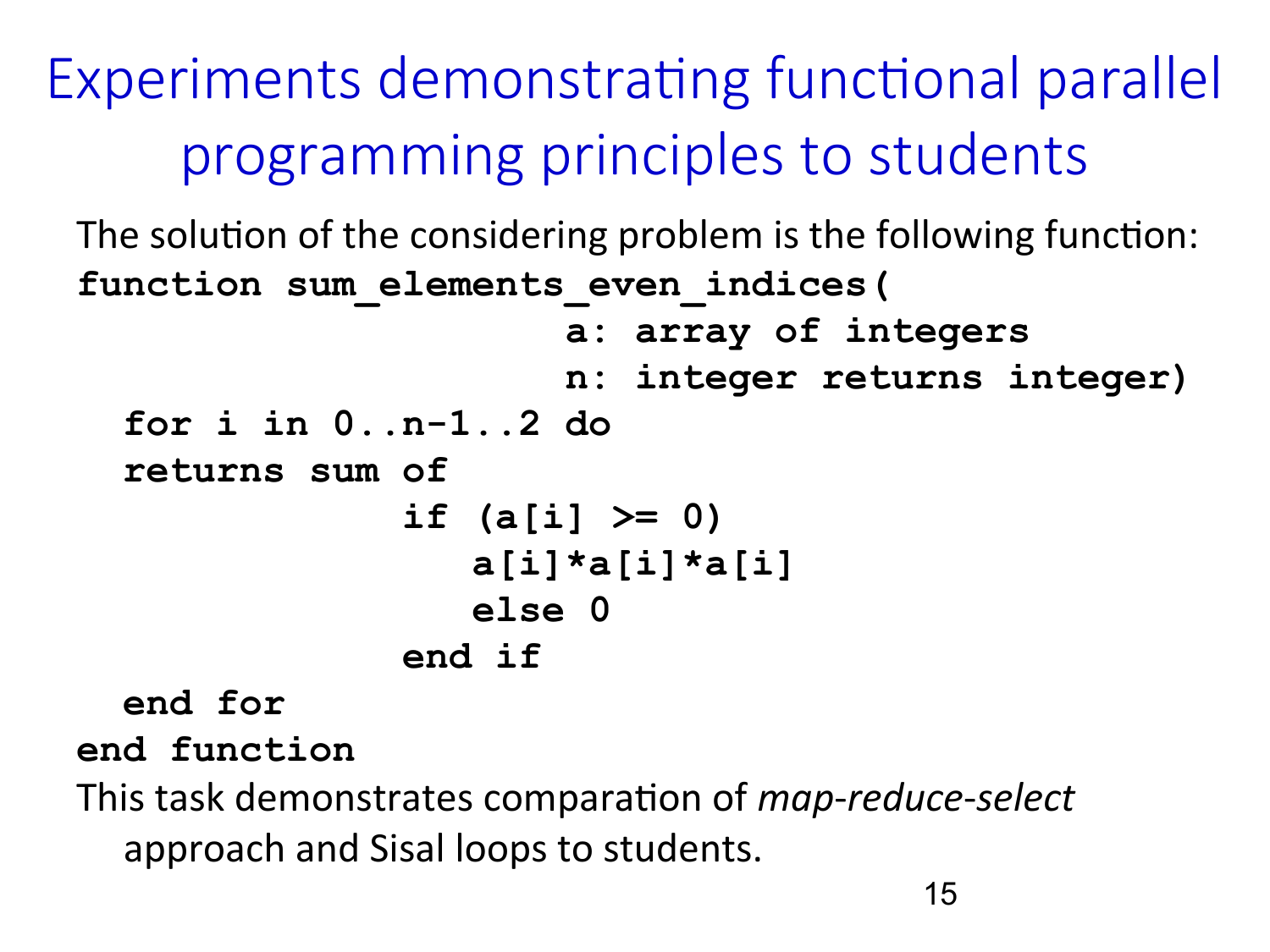# Experiments demonstrating functional parallel programming principles to students

The solution of the considering problem is the following function:

```
function sum_elements_even_indices(
                     a: array of integers
                     n: integer returns integer)
  for i in 0..n-1..2 do
  returns sum of
            if (a[i] >= 0)
               a[i]*a[i]*a[i]
               else 0
            end if
  end for
end function
```

This task demonstrates comparation of *map-reduce-select* approach and Sisal loops to students.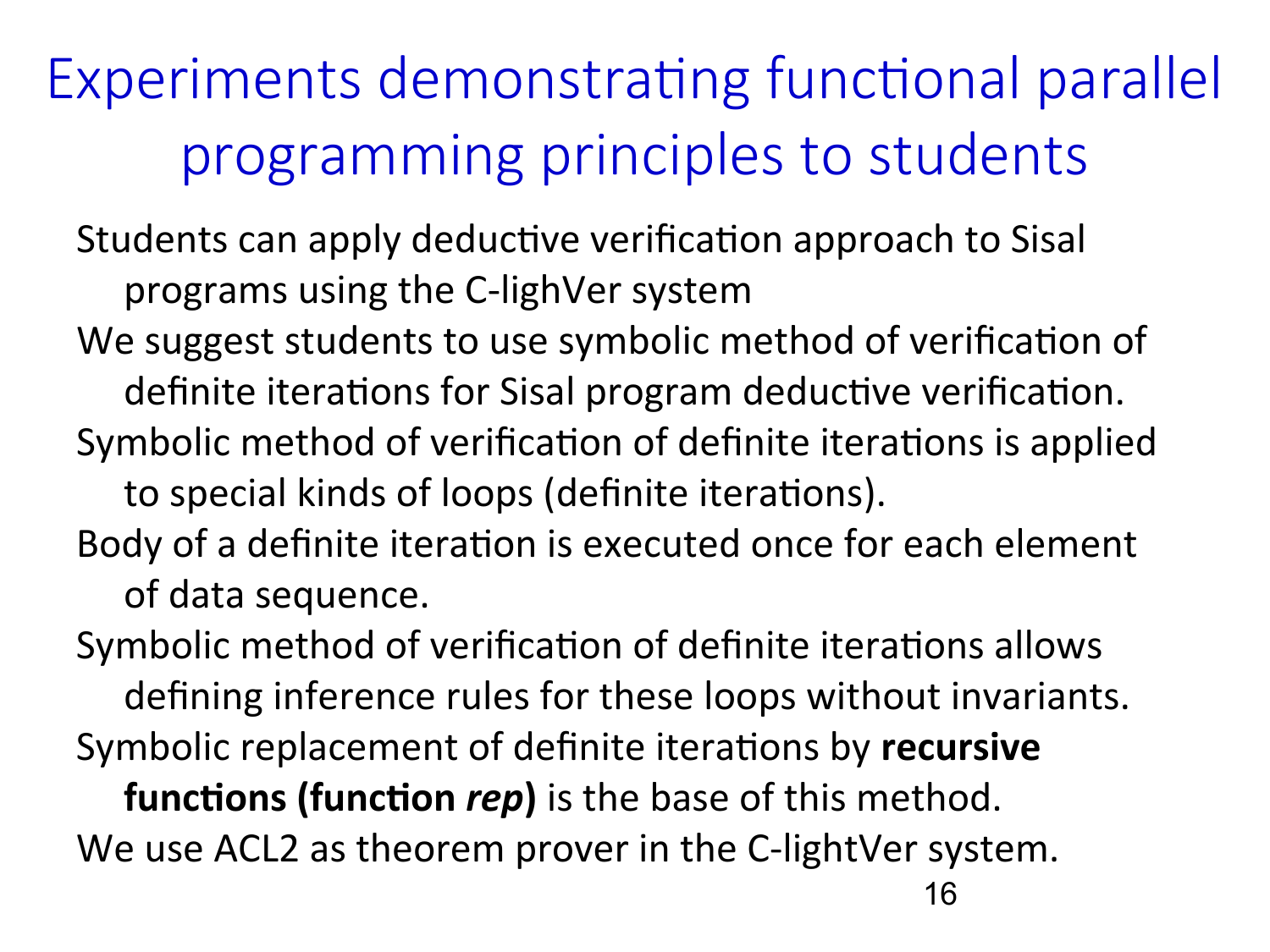# Experiments demonstrating functional parallel programming principles to students

Students can apply deductive verification approach to Sisal programs using the C-lighVer system

We suggest students to use symbolic method of verification of definite iterations for Sisal program deductive verification.

Symbolic method of verification of definite iterations is applied to special kinds of loops (definite iterations).

Body of a definite iteration is executed once for each element of data sequence.

Symbolic method of verification of definite iterations allows defining inference rules for these loops without invariants.

Symbolic replacement of definite iterations by **recursive functions (function *rep*)** is the base of this method.

We use ACL2 as theorem prover in the C-lightVer system.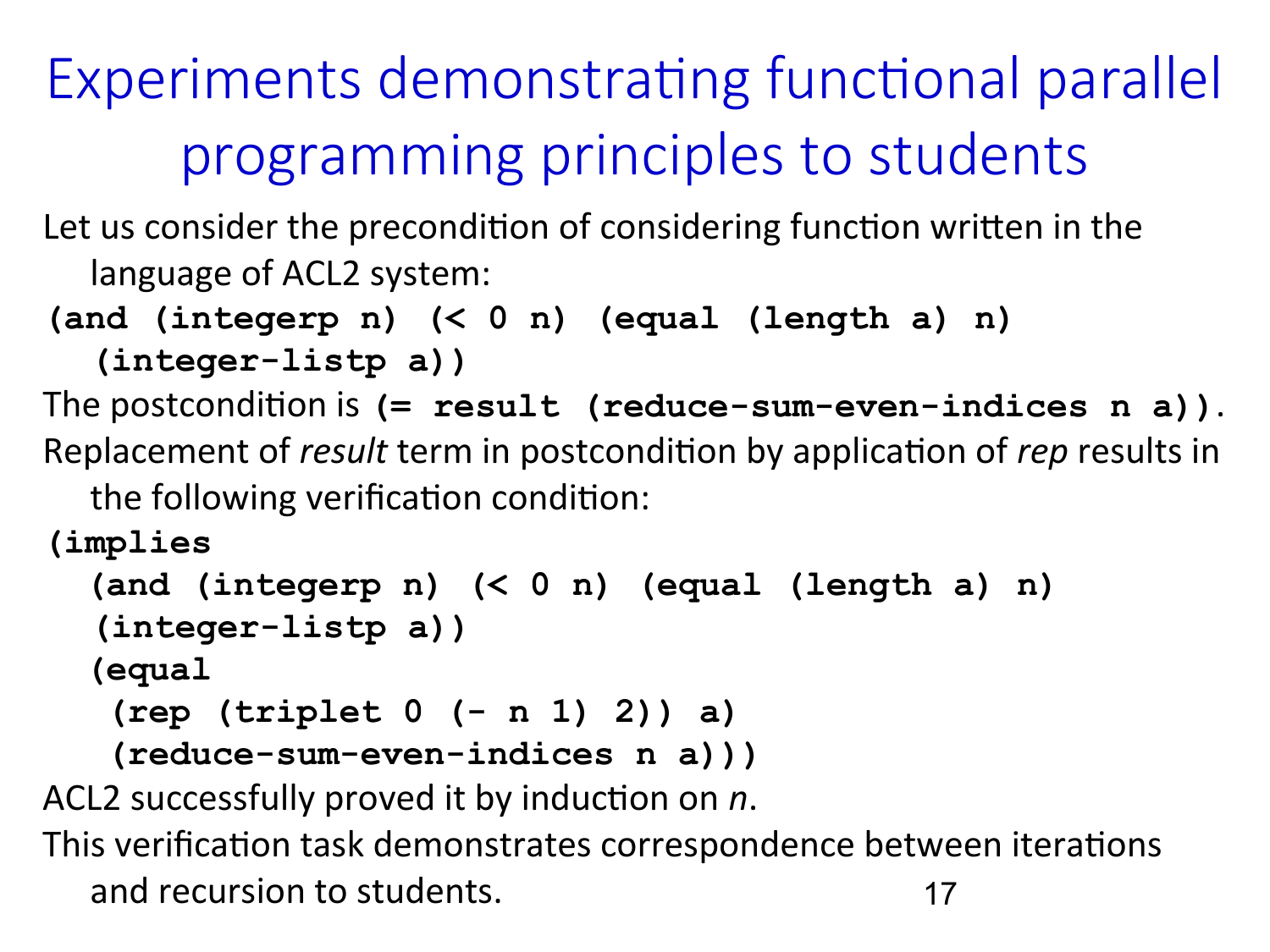# Experiments demonstrating functional parallel programming principles to students

Let us consider the precondition of considering function written in the language of ACL2 system:

```
(and (integerp n) (< 0 n) (equal (length a) n)
  (integer-listp a))
```

The postcondition is **(= result (reduce-sum-even-indices n a))**.

Replacement of *result* term in postcondition by application of *rep* results in the following verification condition:

```
(implies
  (and (integerp n) (< 0 n) (equal (length a) n)
  (integer-listp a))
  (equal
   (rep (triplet 0 (- n 1) 2)) a)
   (reduce-sum-even-indices n a)))
```

ACL2 successfully proved it by induction on *n*.

This verification task demonstrates correspondence between iterations and recursion to students.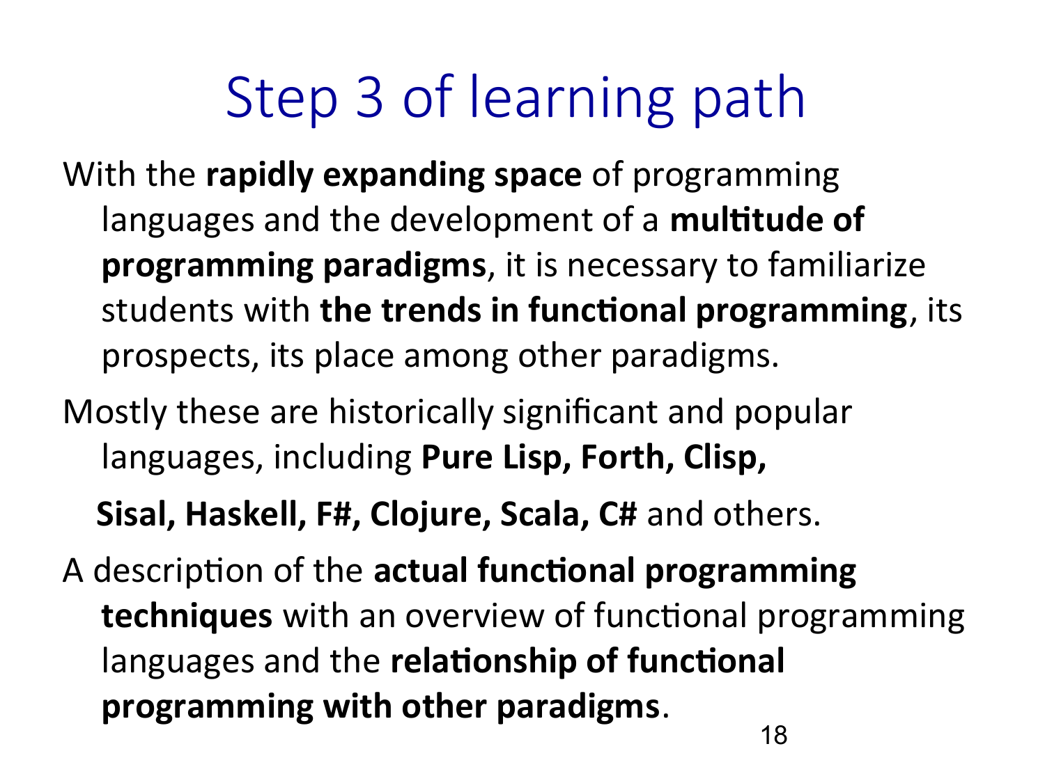# Step 3 of learning path

With the **rapidly expanding space** of programming languages and the development of a **multitude of programming paradigms**, it is necessary to familiarize students with **the trends in functional programming**, its prospects, its place among other paradigms.

Mostly these are historically significant and popular languages, including **Pure Lisp, Forth, Clisp, Sisal, Haskell, F#, Clojure, Scala, C#** and others.

A description of the **actual functional programming techniques** with an overview of functional programming languages and the **relationship of functional programming with other paradigms**.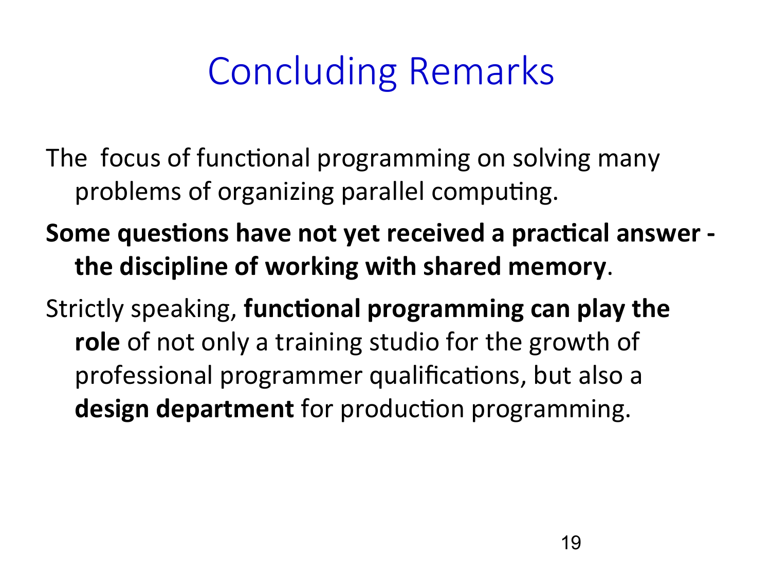# Concluding Remarks

The focus of functional programming on solving many problems of organizing parallel computing.

**Some questions have not yet received a practical answer - the discipline of working with shared memory**.

Strictly speaking, **functional programming can play the role** of not only a training studio for the growth of professional programmer qualifications, but also a **design department** for production programming.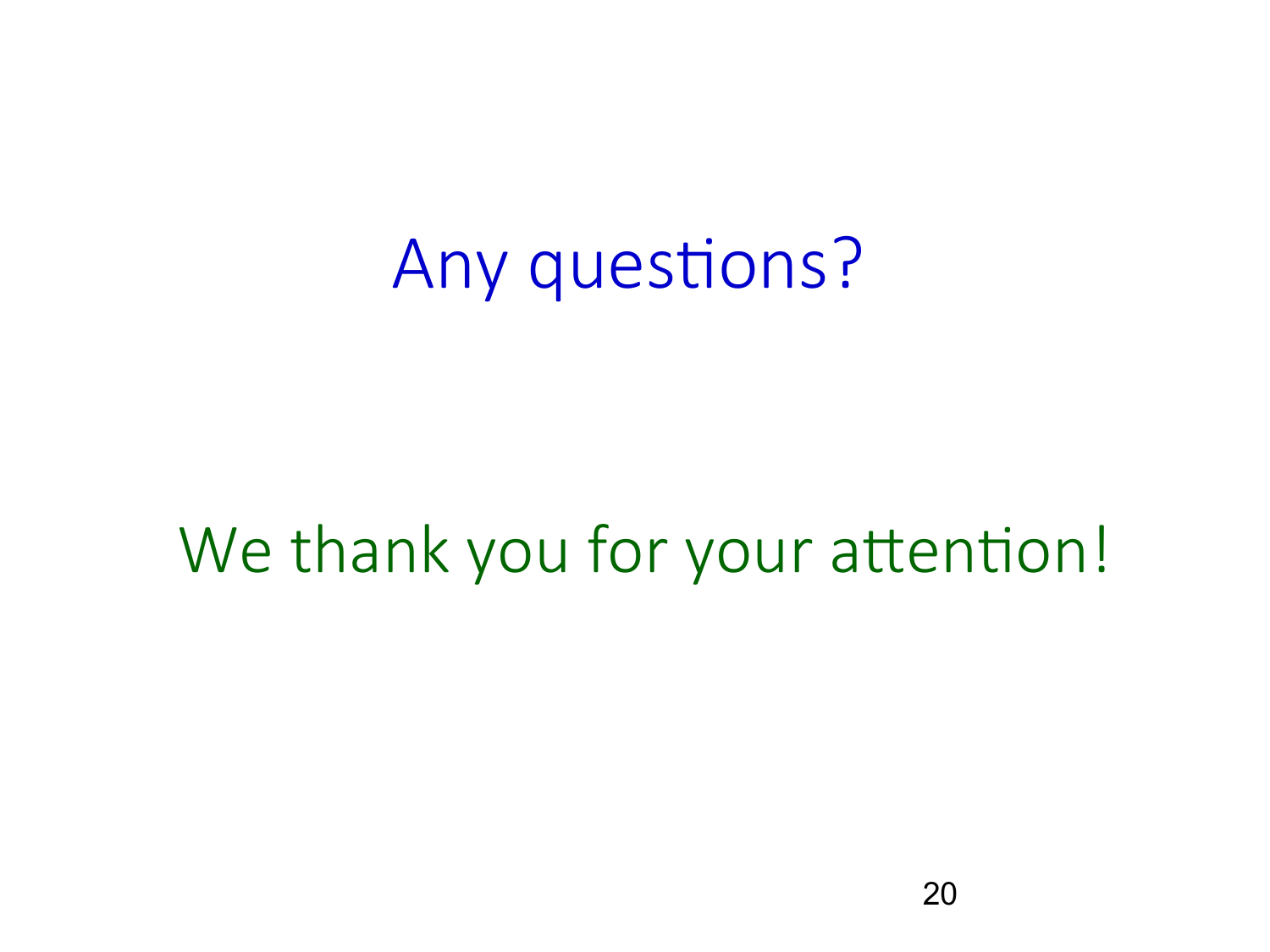# Any questions?

We thank you for your attention!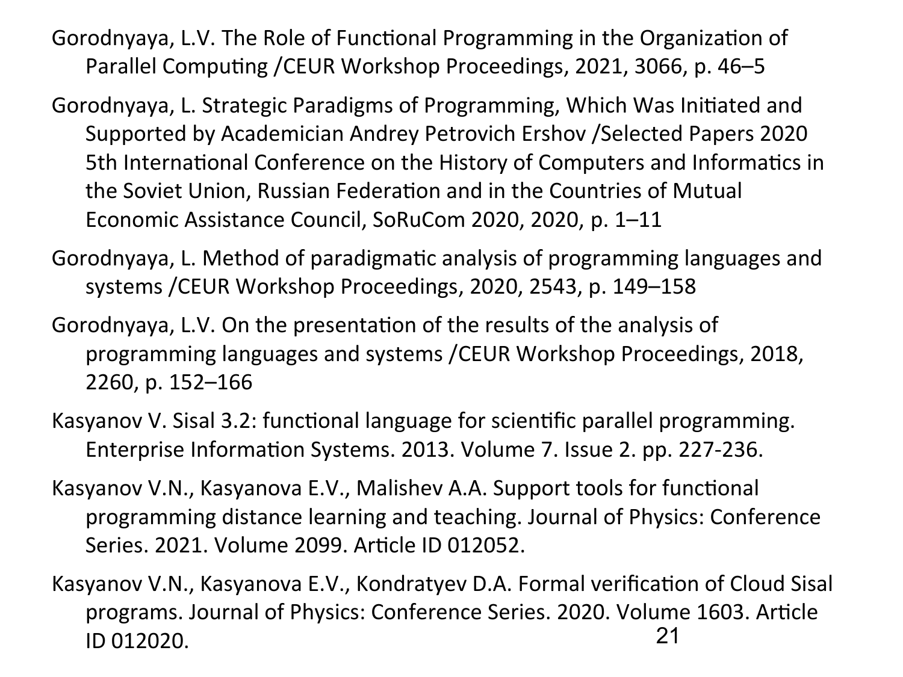Gorodnyaya, L.V. The Role of Functional Programming in the Organization of Parallel Computing /CEUR Workshop Proceedings, 2021, 3066, p. 46–5

Gorodnyaya, L. Strategic Paradigms of Programming, Which Was Initiated and Supported by Academician Andrey Petrovich Ershov /Selected Papers 2020 5th International Conference on the History of Computers and Informatics in the Soviet Union, Russian Federation and in the Countries of Mutual Economic Assistance Council, SoRuCom 2020, 2020, p. 1–11

Gorodnyaya, L. Method of paradigmatic analysis of programming languages and systems /CEUR Workshop Proceedings, 2020, 2543, p. 149–158

Gorodnyaya, L.V. On the presentation of the results of the analysis of programming languages and systems /CEUR Workshop Proceedings, 2018, 2260, p. 152–166

Kasyanov V. Sisal 3.2: functional language for scientific parallel programming. Enterprise Information Systems. 2013. Volume 7. Issue 2. pp. 227-236.

Kasyanov V.N., Kasyanova E.V., Malishev A.A. Support tools for functional programming distance learning and teaching. Journal of Physics: Conference Series. 2021. Volume 2099. Article ID 012052.

Kasyanov V.N., Kasyanova E.V., Kondratyev D.A. Formal verification of Cloud Sisal programs. Journal of Physics: Conference Series. 2020. Volume 1603. Article ID 012020.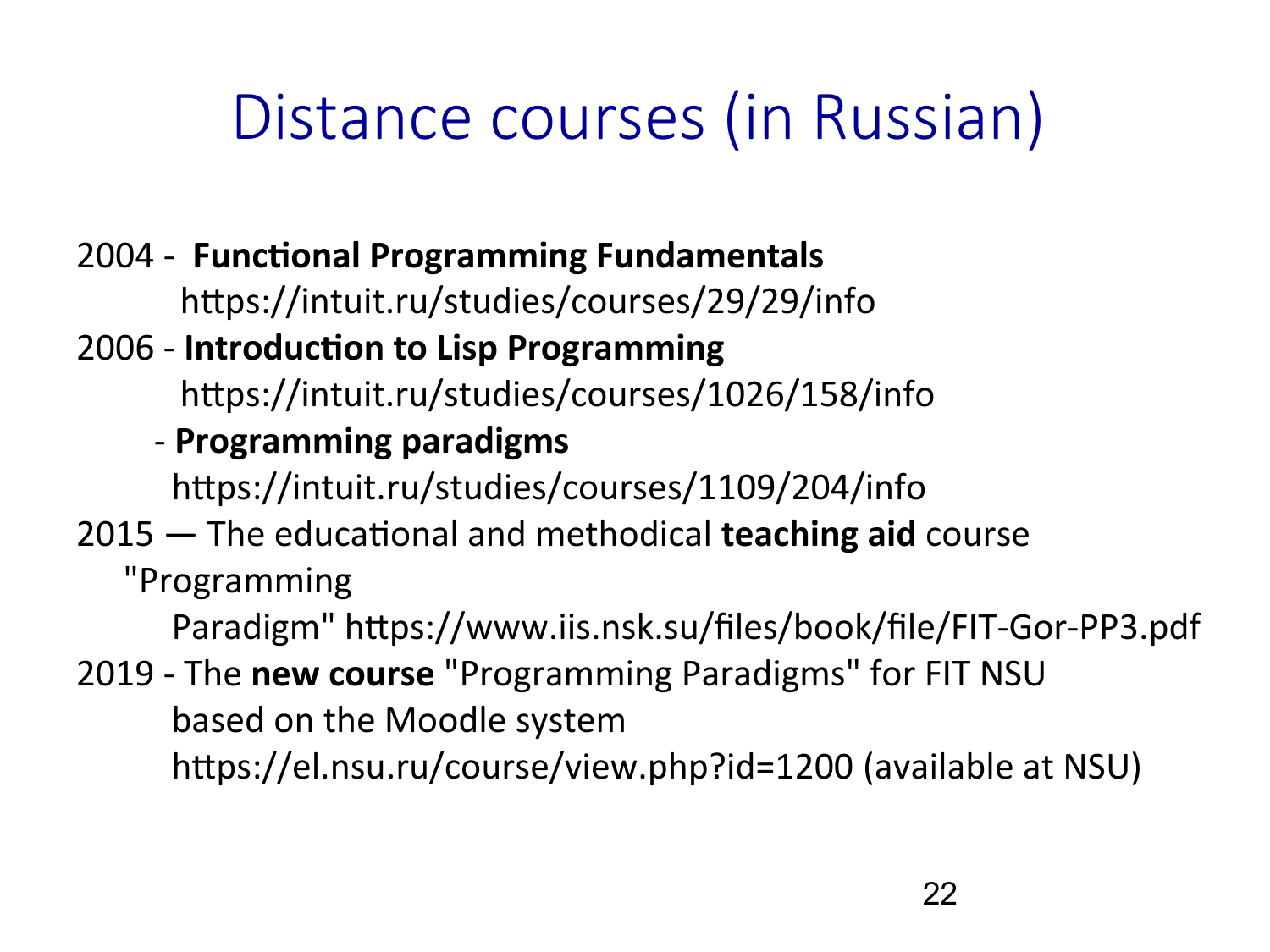# Distance courses (in Russian)

2004 - **Functional Programming Fundamentals**
https://intuit.ru/studies/courses/29/29/info

2006 - **Introduction to Lisp Programming**
https://intuit.ru/studies/courses/1026/158/info

- **Programming paradigms**
https://intuit.ru/studies/courses/1109/204/info

2015 — The educational and methodical **teaching aid** course "Programming Paradigm" https://www.iis.nsk.su/files/book/file/FIT-Gor-PP3.pdf

2019 - The **new course** "Programming Paradigms" for FIT NSU based on the Moodle system
https://el.nsu.ru/course/view.php?id=1200 (available at NSU)